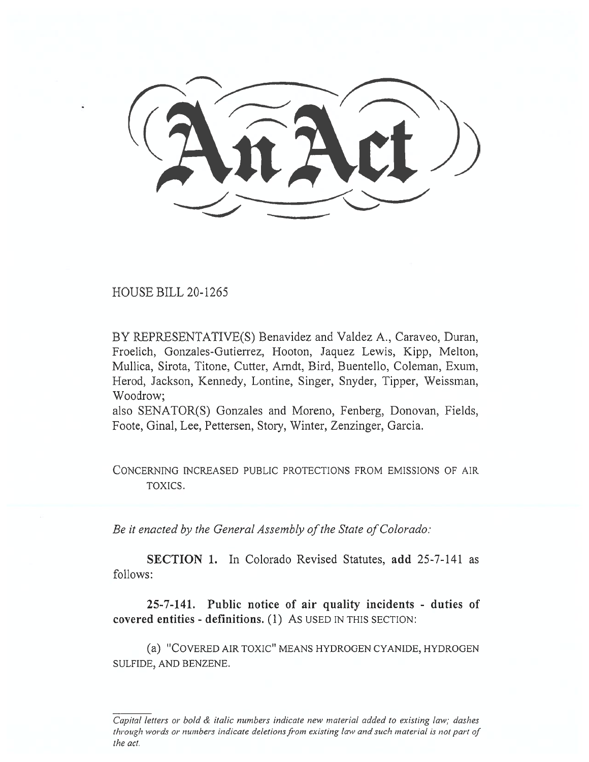# An Act

HOUSE BILL 20-1265

BY REPRESENTATIVE(S) Benavidez and Valdez A., Caraveo, Duran, Froelich, Gonzales-Gutierrez, Hooton, Jaquez Lewis, Kipp, Melton, Mullica, Sirota, Titone, Cutter, Arndt, Bird, Buentello, Coleman, Exum, Herod, Jackson, Kennedy, Lontine, Singer, Snyder, Tipper, Weissman, Woodrow;

also SENATOR(S) Gonzales and Moreno, Fenberg, Donovan, Fields, Foote, Ginal, Lee, Pettersen, Story, Winter, Zenzinger, Garcia.

CONCERNING INCREASED PUBLIC PROTECTIONS FROM EMISSIONS OF AIR TOXICS.

*Be it enacted by the General Assembly of the State of Colorado:*

**SECTION 1.** In Colorado Revised Statutes, **add** 25-7-141 as follows:

**25-7-141. Public notice of air quality incidents - duties of covered entities - definitions.** (1) AS USED IN THIS SECTION:

(a) "COVERED AIR TOXIC" MEANS HYDROGEN CYANIDE, HYDROGEN SULFIDE, AND BENZENE.

*Capital letters or bold & italic numbers indicate new material added to existing law; dashes through words or numbers indicate deletions from existing law and such material is not part of the act.*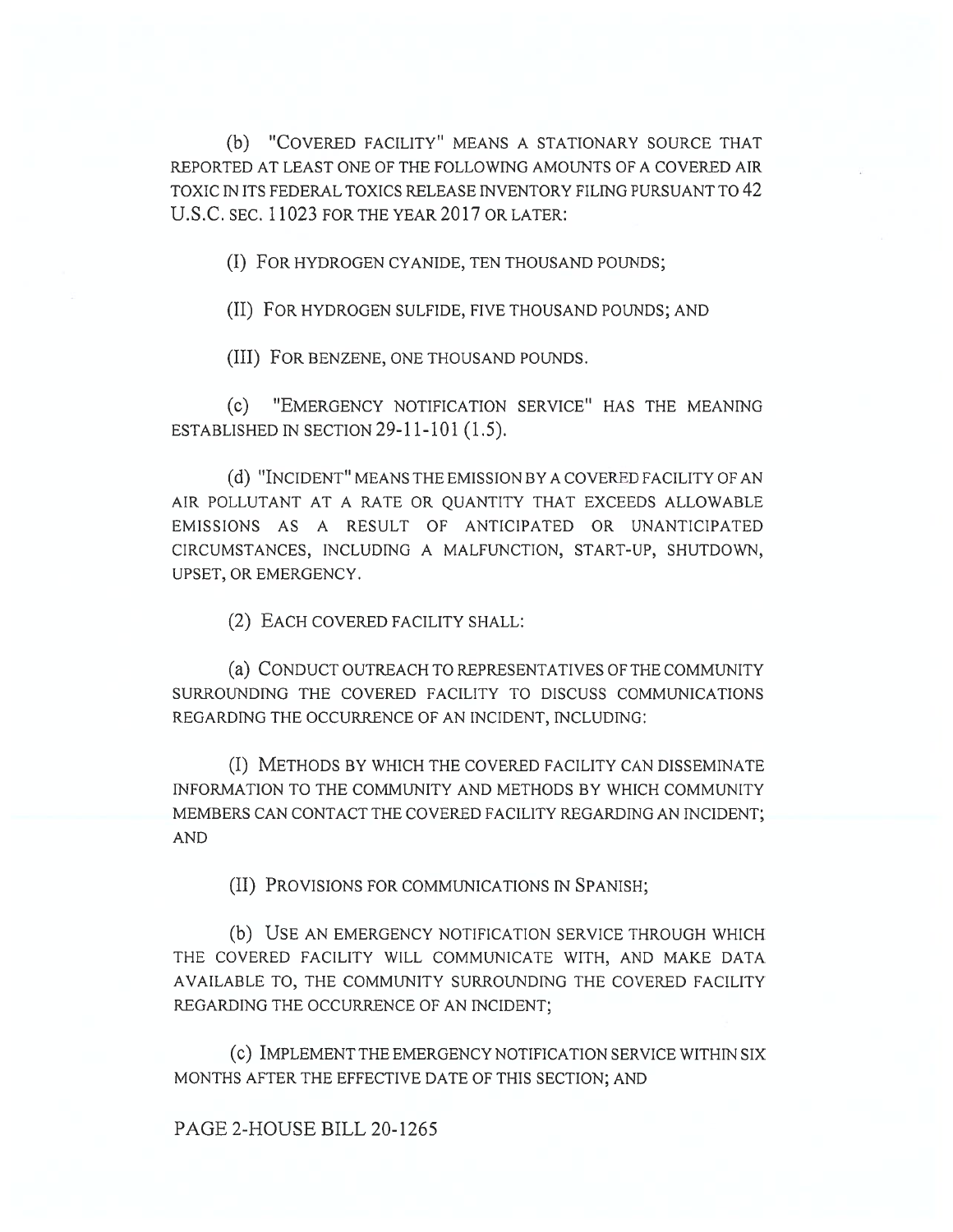(b) "COVERED FACILITY" MEANS A STATIONARY SOURCE THAT REPORTED AT LEAST ONE OF THE FOLLOWING AMOUNTS OF A COVERED AIR TOXIC IN ITS FEDERAL TOXICS RELEASE INVENTORY FILING PURSUANT TO 42 U.S.C. SEC. 11023 FOR THE YEAR 2017 OR LATER:

(I) FOR HYDROGEN CYANIDE, TEN THOUSAND POUNDS;

(II) FOR HYDROGEN SULFIDE, FIVE THOUSAND POUNDS; AND

(III) FOR BENZENE, ONE THOUSAND POUNDS.

(c) "EMERGENCY NOTIFICATION SERVICE" HAS THE MEANING ESTABLISHED IN SECTION 29-11-101 (1.5).

(d) "INCIDENT" MEANS THE EMISSION BY A COVERED FACILITY OF AN AIR POLLUTANT AT A RATE OR QUANTITY THAT EXCEEDS ALLOWABLE EMISSIONS AS A RESULT OF ANTICIPATED OR UNANTICIPATED CIRCUMSTANCES, INCLUDING A MALFUNCTION, START-UP, SHUTDOWN, UPSET, OR EMERGENCY.

(2) EACH COVERED FACILITY SHALL:

(a) CONDUCT OUTREACH TO REPRESENTATIVES OF THE COMMUNITY SURROUNDING THE COVERED FACILITY TO DISCUSS COMMUNICATIONS REGARDING THE OCCURRENCE OF AN INCIDENT, INCLUDING:

(I) METHODS BY WHICH THE COVERED FACILITY CAN DISSEMINATE INFORMATION TO THE COMMUNITY AND METHODS BY WHICH COMMUNITY MEMBERS CAN CONTACT THE COVERED FACILITY REGARDING AN INCIDENT; AND

(II) PROVISIONS FOR COMMUNICATIONS IN SPANISH;

(b) USE AN EMERGENCY NOTIFICATION SERVICE THROUGH WHICH THE COVERED FACILITY WILL COMMUNICATE WITH, AND MAKE DATA AVAILABLE TO, THE COMMUNITY SURROUNDING THE COVERED FACILITY REGARDING THE OCCURRENCE OF AN INCIDENT;

(c) IMPLEMENT THE EMERGENCY NOTIFICATION SERVICE WITHIN SIX MONTHS AFTER THE EFFECTIVE DATE OF THIS SECTION; AND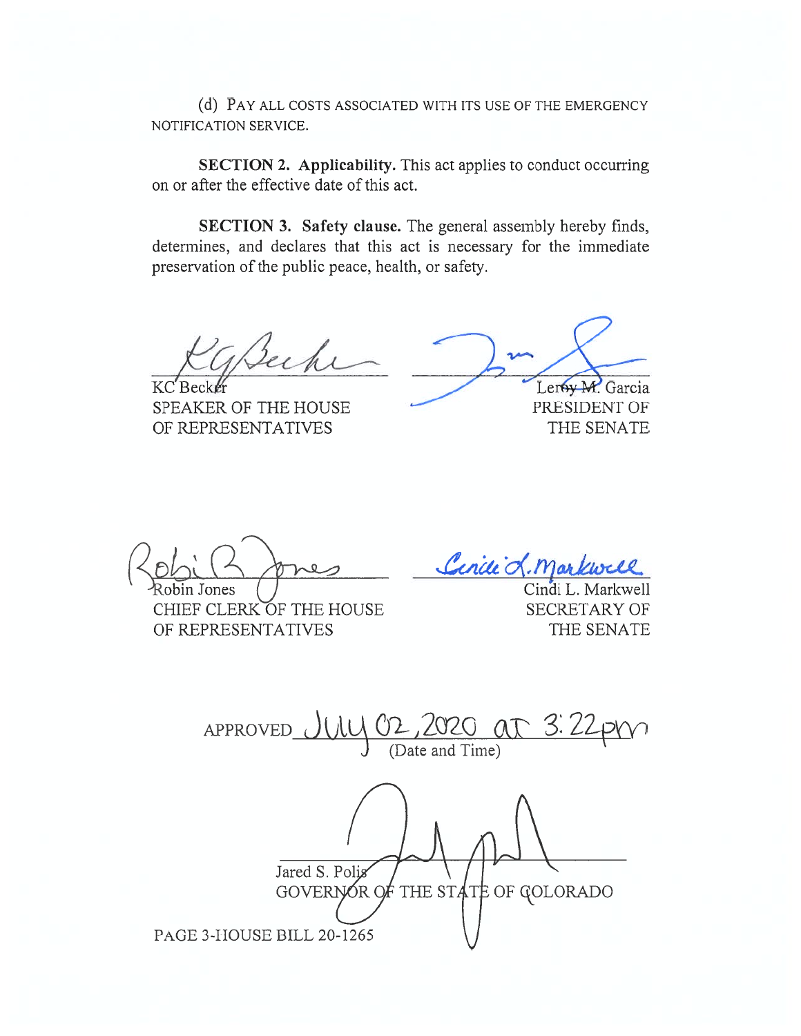(d) PAY ALL COSTS ASSOCIATED WITH ITS USE OF THE EMERGENCY NOTIFICATION SERVICE.

**SECTION 2. Applicability.** This act applies to conduct occurring on or after the effective date of this act.

**SECTION 3. Safety clause.** The general assembly hereby finds, determines, and declares that this act is necessary for the immediate preservation of the public peace, health, or safety.

KC Becker
SPEAKER OF THE HOUSE
OF REPRESENTATIVES

Leroy M. Garcia
PRESIDENT OF
THE SENATE

Robin Jones
CHIEF CLERK OF THE HOUSE
OF REPRESENTATIVES

Cindi L. Markwell
SECRETARY OF
THE SENATE

APPROVED July 02, 2020 at 3:22pm
(Date and Time)

Jared S. Polis
GOVERNOR OF THE STATE OF COLORADO

PAGE 3-HOUSE BILL 20-1265